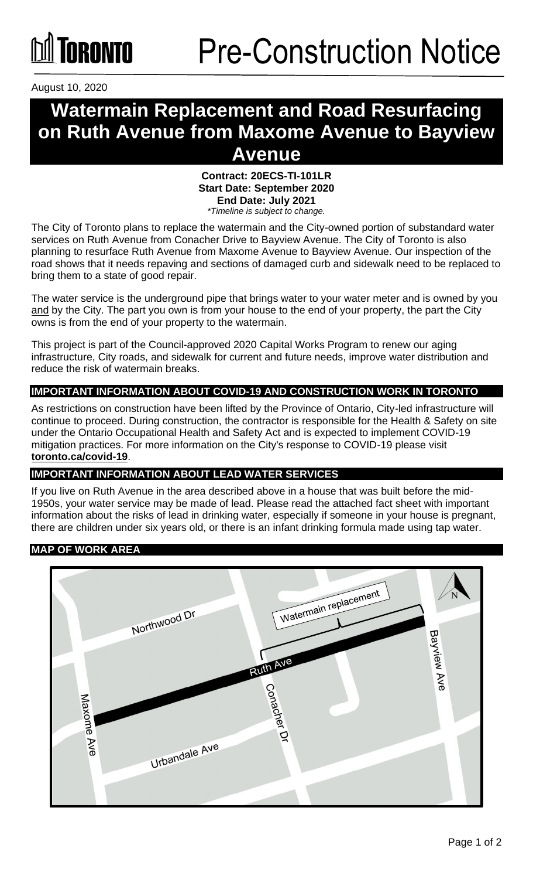# Pre-Construction Notice

August 10, 2020

# Watermain Replacement and Road Resurfacing on Ruth Avenue from Maxome Avenue to Bayview Avenue

**Contract: 20ECS-TI-101LR**
**Start Date: September 2020**
**End Date: July 2021**
*\*Timeline is subject to change.*

The City of Toronto plans to replace the watermain and the City-owned portion of substandard water services on Ruth Avenue from Conacher Drive to Bayview Avenue. The City of Toronto is also planning to resurface Ruth Avenue from Maxome Avenue to Bayview Avenue. Our inspection of the road shows that it needs repaving and sections of damaged curb and sidewalk need to be replaced to bring them to a state of good repair.

The water service is the underground pipe that brings water to your water meter and is owned by you and by the City. The part you own is from your house to the end of your property, the part the City owns is from the end of your property to the watermain.

This project is part of the Council-approved 2020 Capital Works Program to renew our aging infrastructure, City roads, and sidewalk for current and future needs, improve water distribution and reduce the risk of watermain breaks.

## IMPORTANT INFORMATION ABOUT COVID-19 AND CONSTRUCTION WORK IN TORONTO

As restrictions on construction have been lifted by the Province of Ontario, City-led infrastructure will continue to proceed. During construction, the contractor is responsible for the Health & Safety on site under the Ontario Occupational Health and Safety Act and is expected to implement COVID-19 mitigation practices. For more information on the City's response to COVID-19 please visit **toronto.ca/covid-19**.

## IMPORTANT INFORMATION ABOUT LEAD WATER SERVICES

If you live on Ruth Avenue in the area described above in a house that was built before the mid-1950s, your water service may be made of lead. Please read the attached fact sheet with important information about the risks of lead in drinking water, especially if someone in your house is pregnant, there are children under six years old, or there is an infant drinking formula made using tap water.

## MAP OF WORK AREA

Northwood Dr
Watermain replacement
Bayview Ave
Ruth Ave
Conacher Dr
Maxome Ave
Urbandale Ave
N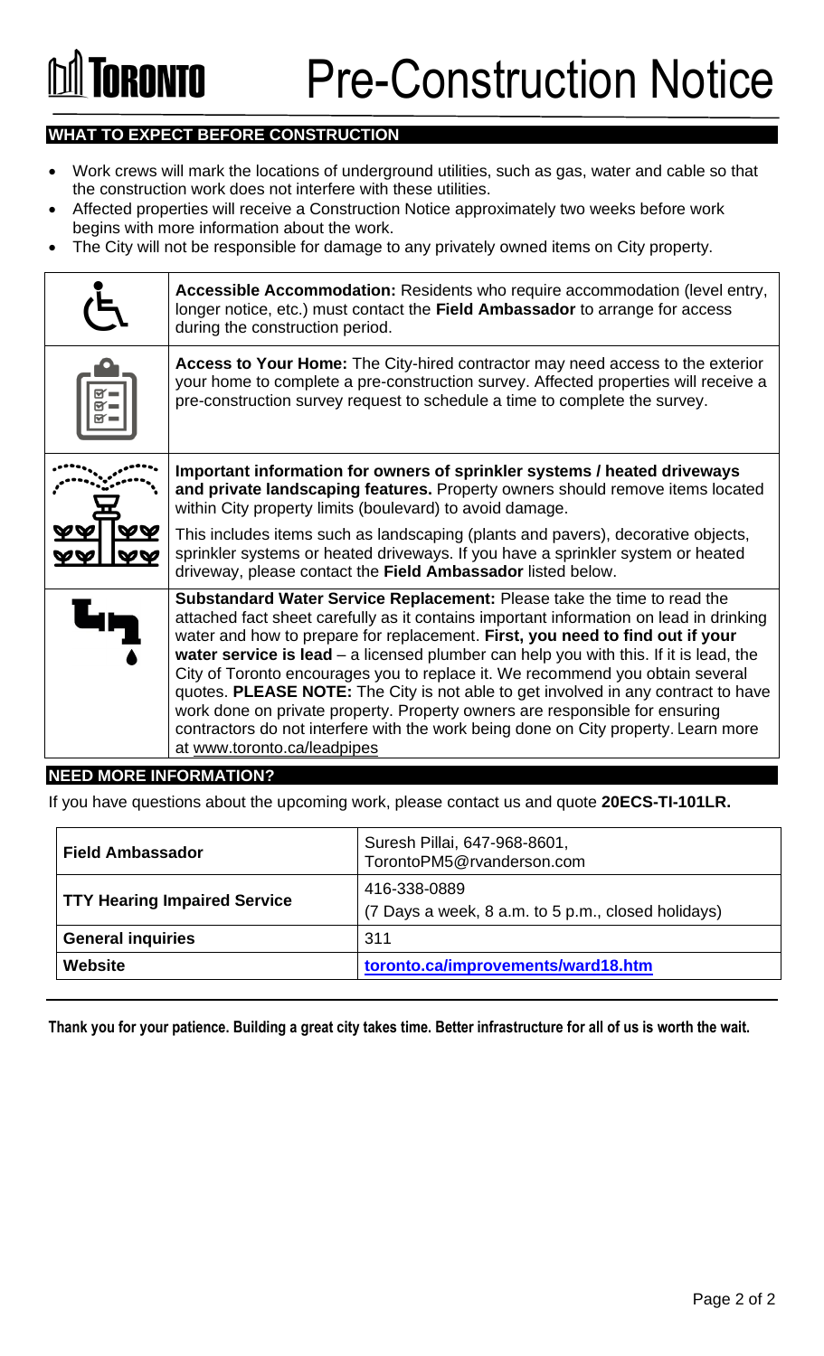# Pre-Construction Notice

## WHAT TO EXPECT BEFORE CONSTRUCTION

- Work crews will mark the locations of underground utilities, such as gas, water and cable so that the construction work does not interfere with these utilities.
- Affected properties will receive a Construction Notice approximately two weeks before work begins with more information about the work.
- The City will not be responsible for damage to any privately owned items on City property.

**Accessible Accommodation:** Residents who require accommodation (level entry, longer notice, etc.) must contact the **Field Ambassador** to arrange for access during the construction period.

**Access to Your Home:** The City-hired contractor may need access to the exterior your home to complete a pre-construction survey. Affected properties will receive a pre-construction survey request to schedule a time to complete the survey.

**Important information for owners of sprinkler systems / heated driveways and private landscaping features.** Property owners should remove items located within City property limits (boulevard) to avoid damage.

This includes items such as landscaping (plants and pavers), decorative objects, sprinkler systems or heated driveways. If you have a sprinkler system or heated driveway, please contact the **Field Ambassador** listed below.

**Substandard Water Service Replacement:** Please take the time to read the attached fact sheet carefully as it contains important information on lead in drinking water and how to prepare for replacement. **First, you need to find out if your water service is lead** – a licensed plumber can help you with this. If it is lead, the City of Toronto encourages you to replace it. We recommend you obtain several quotes. **PLEASE NOTE:** The City is not able to get involved in any contract to have work done on private property. Property owners are responsible for ensuring contractors do not interfere with the work being done on City property. Learn more at www.toronto.ca/leadpipes

## NEED MORE INFORMATION?

If you have questions about the upcoming work, please contact us and quote **20ECS-TI-101LR.**

| | |
|---|---|
| **Field Ambassador** | Suresh Pillai, 647-968-8601, TorontoPM5@rvanderson.com |
| **TTY Hearing Impaired Service** | 416-338-0889<br>(7 Days a week, 8 a.m. to 5 p.m., closed holidays) |
| **General inquiries** | 311 |
| **Website** | **toronto.ca/improvements/ward18.htm** |

**Thank you for your patience. Building a great city takes time. Better infrastructure for all of us is worth the wait.**